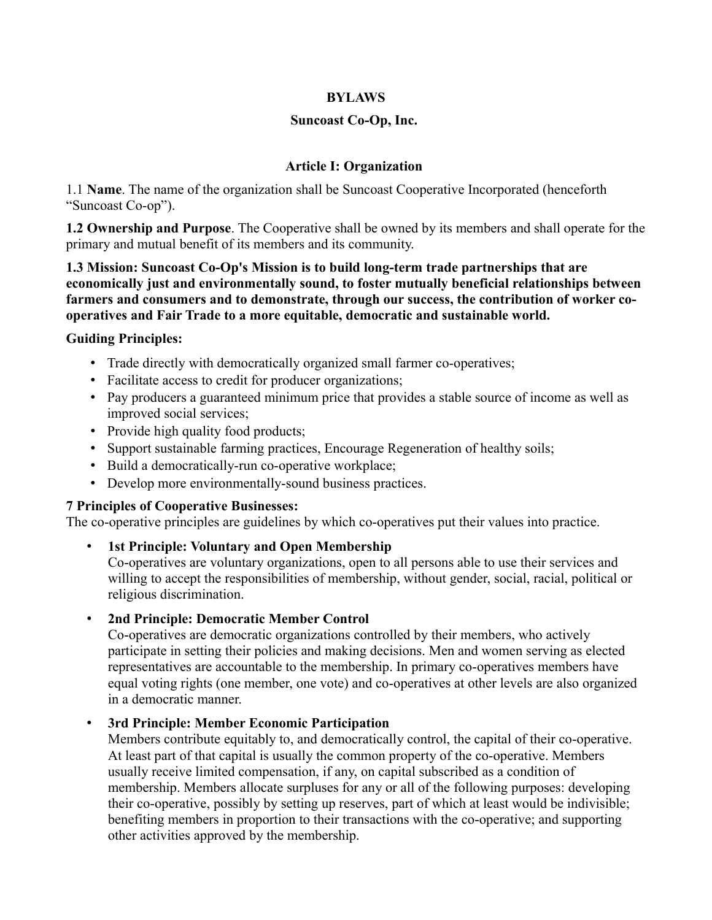**BYLAWS**

**Suncoast Co-Op, Inc.**

**Article I: Organization**

1.1 **Name**. The name of the organization shall be Suncoast Cooperative Incorporated (henceforth "Suncoast Co-op").

**1.2 Ownership and Purpose**. The Cooperative shall be owned by its members and shall operate for the primary and mutual benefit of its members and its community.

**1.3 Mission: Suncoast Co-Op's Mission is to build long-term trade partnerships that are economically just and environmentally sound, to foster mutually beneficial relationships between farmers and consumers and to demonstrate, through our success, the contribution of worker co-operatives and Fair Trade to a more equitable, democratic and sustainable world.**

**Guiding Principles:**

- Trade directly with democratically organized small farmer co-operatives;
- Facilitate access to credit for producer organizations;
- Pay producers a guaranteed minimum price that provides a stable source of income as well as improved social services;
- Provide high quality food products;
- Support sustainable farming practices, Encourage Regeneration of healthy soils;
- Build a democratically-run co-operative workplace;
- Develop more environmentally-sound business practices.

**7 Principles of Cooperative Businesses:**
The co-operative principles are guidelines by which co-operatives put their values into practice.

- **1st Principle: Voluntary and Open Membership**
  Co-operatives are voluntary organizations, open to all persons able to use their services and willing to accept the responsibilities of membership, without gender, social, racial, political or religious discrimination.

- **2nd Principle: Democratic Member Control**
  Co-operatives are democratic organizations controlled by their members, who actively participate in setting their policies and making decisions. Men and women serving as elected representatives are accountable to the membership. In primary co-operatives members have equal voting rights (one member, one vote) and co-operatives at other levels are also organized in a democratic manner.

- **3rd Principle: Member Economic Participation**
  Members contribute equitably to, and democratically control, the capital of their co-operative. At least part of that capital is usually the common property of the co-operative. Members usually receive limited compensation, if any, on capital subscribed as a condition of membership. Members allocate surpluses for any or all of the following purposes: developing their co-operative, possibly by setting up reserves, part of which at least would be indivisible; benefiting members in proportion to their transactions with the co-operative; and supporting other activities approved by the membership.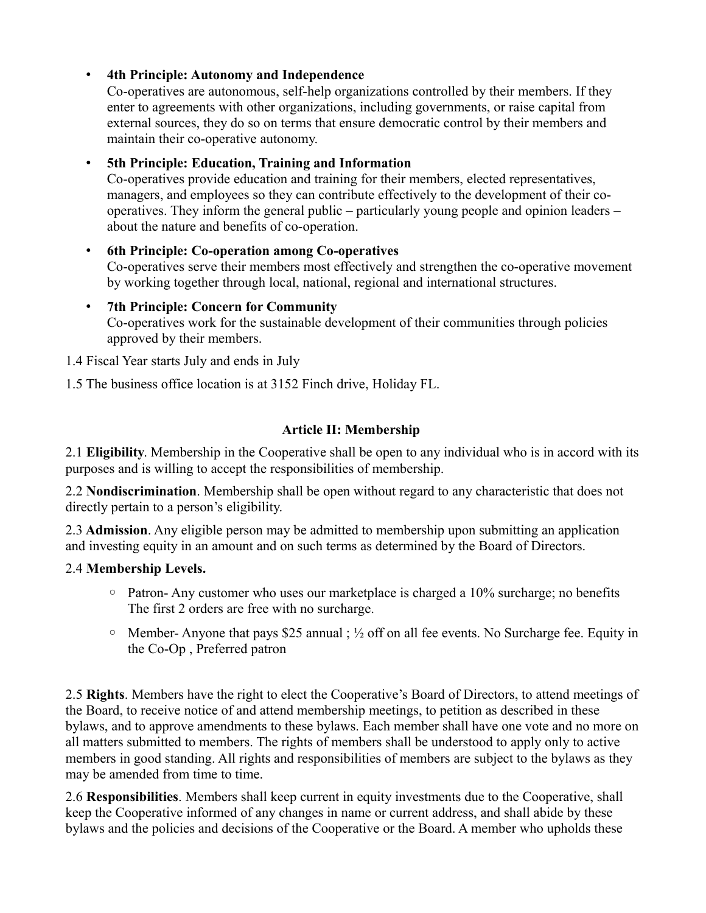- **4th Principle: Autonomy and Independence**
  Co-operatives are autonomous, self-help organizations controlled by their members. If they enter to agreements with other organizations, including governments, or raise capital from external sources, they do so on terms that ensure democratic control by their members and maintain their co-operative autonomy.

- **5th Principle: Education, Training and Information**
  Co-operatives provide education and training for their members, elected representatives, managers, and employees so they can contribute effectively to the development of their co-operatives. They inform the general public – particularly young people and opinion leaders – about the nature and benefits of co-operation.

- **6th Principle: Co-operation among Co-operatives**
  Co-operatives serve their members most effectively and strengthen the co-operative movement by working together through local, national, regional and international structures.

- **7th Principle: Concern for Community**
  Co-operatives work for the sustainable development of their communities through policies approved by their members.

1.4 Fiscal Year starts July and ends in July

1.5 The business office location is at 3152 Finch drive, Holiday FL.

## Article II: Membership

2.1 **Eligibility**. Membership in the Cooperative shall be open to any individual who is in accord with its purposes and is willing to accept the responsibilities of membership.

2.2 **Nondiscrimination**. Membership shall be open without regard to any characteristic that does not directly pertain to a person's eligibility.

2.3 **Admission**. Any eligible person may be admitted to membership upon submitting an application and investing equity in an amount and on such terms as determined by the Board of Directors.

2.4 **Membership Levels.**

- Patron- Any customer who uses our marketplace is charged a 10% surcharge; no benefits The first 2 orders are free with no surcharge.
- Member- Anyone that pays $25 annual ; ½ off on all fee events. No Surcharge fee. Equity in the Co-Op , Preferred patron

2.5 **Rights**. Members have the right to elect the Cooperative's Board of Directors, to attend meetings of the Board, to receive notice of and attend membership meetings, to petition as described in these bylaws, and to approve amendments to these bylaws. Each member shall have one vote and no more on all matters submitted to members. The rights of members shall be understood to apply only to active members in good standing. All rights and responsibilities of members are subject to the bylaws as they may be amended from time to time.

2.6 **Responsibilities**. Members shall keep current in equity investments due to the Cooperative, shall keep the Cooperative informed of any changes in name or current address, and shall abide by these bylaws and the policies and decisions of the Cooperative or the Board. A member who upholds these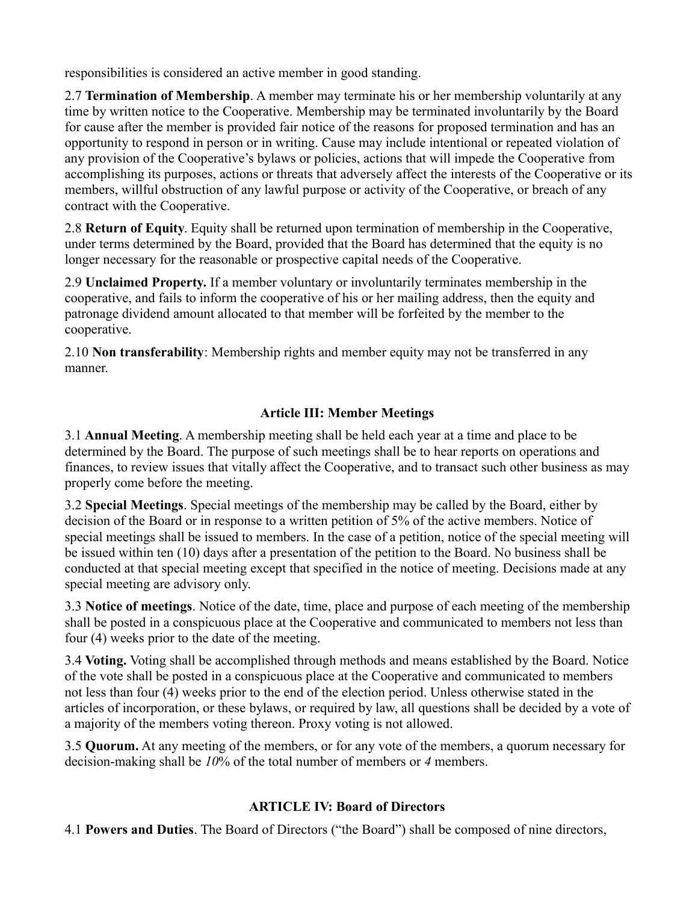responsibilities is considered an active member in good standing.

2.7 **Termination of Membership**. A member may terminate his or her membership voluntarily at any time by written notice to the Cooperative. Membership may be terminated involuntarily by the Board for cause after the member is provided fair notice of the reasons for proposed termination and has an opportunity to respond in person or in writing. Cause may include intentional or repeated violation of any provision of the Cooperative's bylaws or policies, actions that will impede the Cooperative from accomplishing its purposes, actions or threats that adversely affect the interests of the Cooperative or its members, willful obstruction of any lawful purpose or activity of the Cooperative, or breach of any contract with the Cooperative.

2.8 **Return of Equity**. Equity shall be returned upon termination of membership in the Cooperative, under terms determined by the Board, provided that the Board has determined that the equity is no longer necessary for the reasonable or prospective capital needs of the Cooperative.

2.9 **Unclaimed Property.** If a member voluntary or involuntarily terminates membership in the cooperative, and fails to inform the cooperative of his or her mailing address, then the equity and patronage dividend amount allocated to that member will be forfeited by the member to the cooperative.

2.10 **Non transferability**: Membership rights and member equity may not be transferred in any manner.

## Article III: Member Meetings

3.1 **Annual Meeting**. A membership meeting shall be held each year at a time and place to be determined by the Board. The purpose of such meetings shall be to hear reports on operations and finances, to review issues that vitally affect the Cooperative, and to transact such other business as may properly come before the meeting.

3.2 **Special Meetings**. Special meetings of the membership may be called by the Board, either by decision of the Board or in response to a written petition of 5% of the active members. Notice of special meetings shall be issued to members. In the case of a petition, notice of the special meeting will be issued within ten (10) days after a presentation of the petition to the Board. No business shall be conducted at that special meeting except that specified in the notice of meeting. Decisions made at any special meeting are advisory only.

3.3 **Notice of meetings**. Notice of the date, time, place and purpose of each meeting of the membership shall be posted in a conspicuous place at the Cooperative and communicated to members not less than four (4) weeks prior to the date of the meeting.

3.4 **Voting.** Voting shall be accomplished through methods and means established by the Board. Notice of the vote shall be posted in a conspicuous place at the Cooperative and communicated to members not less than four (4) weeks prior to the end of the election period. Unless otherwise stated in the articles of incorporation, or these bylaws, or required by law, all questions shall be decided by a vote of a majority of the members voting thereon. Proxy voting is not allowed.

3.5 **Quorum.** At any meeting of the members, or for any vote of the members, a quorum necessary for decision-making shall be *10*% of the total number of members or *4* members.

## ARTICLE IV: Board of Directors

4.1 **Powers and Duties**. The Board of Directors ("the Board") shall be composed of nine directors,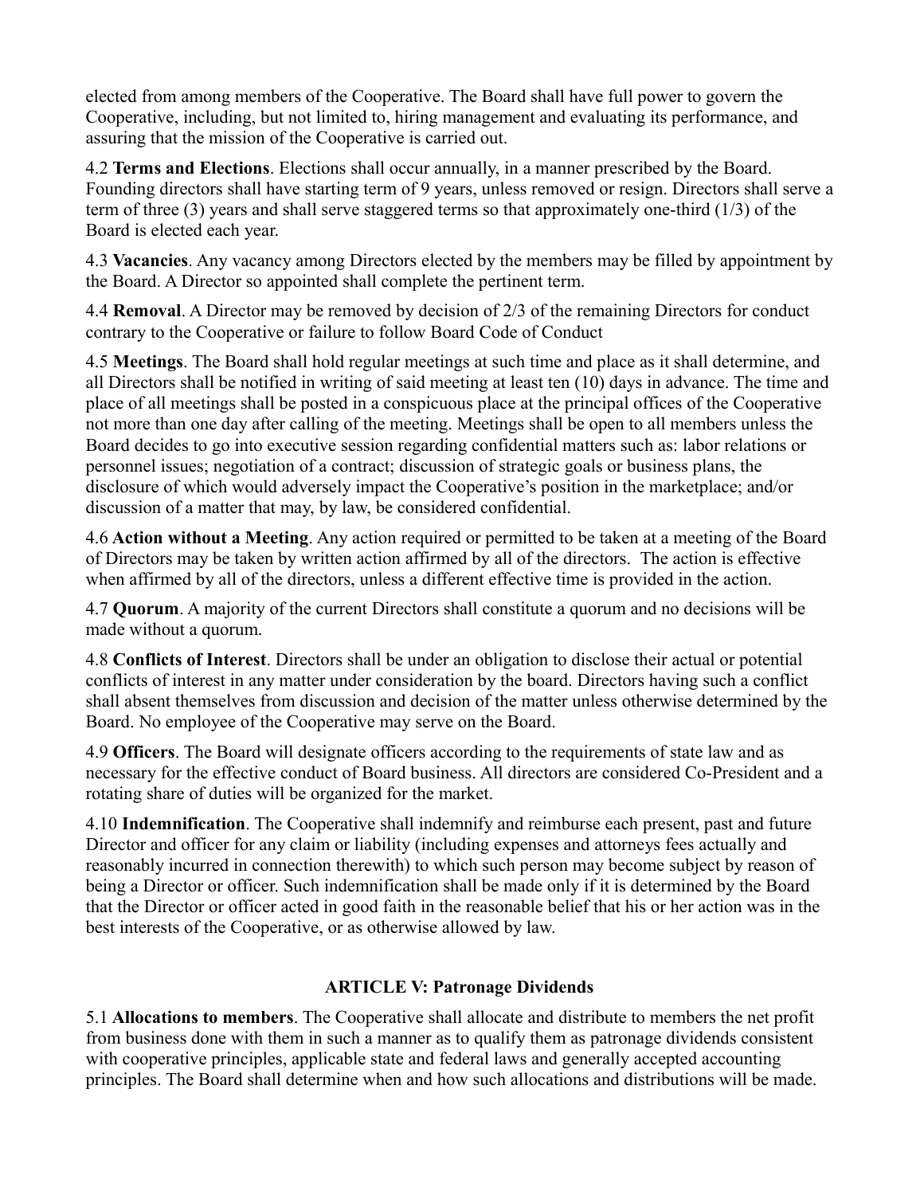elected from among members of the Cooperative. The Board shall have full power to govern the Cooperative, including, but not limited to, hiring management and evaluating its performance, and assuring that the mission of the Cooperative is carried out.

4.2 **Terms and Elections**. Elections shall occur annually, in a manner prescribed by the Board. Founding directors shall have starting term of 9 years, unless removed or resign. Directors shall serve a term of three (3) years and shall serve staggered terms so that approximately one-third (1/3) of the Board is elected each year.

4.3 **Vacancies**. Any vacancy among Directors elected by the members may be filled by appointment by the Board. A Director so appointed shall complete the pertinent term.

4.4 **Removal**. A Director may be removed by decision of 2/3 of the remaining Directors for conduct contrary to the Cooperative or failure to follow Board Code of Conduct

4.5 **Meetings**. The Board shall hold regular meetings at such time and place as it shall determine, and all Directors shall be notified in writing of said meeting at least ten (10) days in advance. The time and place of all meetings shall be posted in a conspicuous place at the principal offices of the Cooperative not more than one day after calling of the meeting. Meetings shall be open to all members unless the Board decides to go into executive session regarding confidential matters such as: labor relations or personnel issues; negotiation of a contract; discussion of strategic goals or business plans, the disclosure of which would adversely impact the Cooperative's position in the marketplace; and/or discussion of a matter that may, by law, be considered confidential.

4.6 **Action without a Meeting**. Any action required or permitted to be taken at a meeting of the Board of Directors may be taken by written action affirmed by all of the directors. The action is effective when affirmed by all of the directors, unless a different effective time is provided in the action.

4.7 **Quorum**. A majority of the current Directors shall constitute a quorum and no decisions will be made without a quorum.

4.8 **Conflicts of Interest**. Directors shall be under an obligation to disclose their actual or potential conflicts of interest in any matter under consideration by the board. Directors having such a conflict shall absent themselves from discussion and decision of the matter unless otherwise determined by the Board. No employee of the Cooperative may serve on the Board.

4.9 **Officers**. The Board will designate officers according to the requirements of state law and as necessary for the effective conduct of Board business. All directors are considered Co-President and a rotating share of duties will be organized for the market.

4.10 **Indemnification**. The Cooperative shall indemnify and reimburse each present, past and future Director and officer for any claim or liability (including expenses and attorneys fees actually and reasonably incurred in connection therewith) to which such person may become subject by reason of being a Director or officer. Such indemnification shall be made only if it is determined by the Board that the Director or officer acted in good faith in the reasonable belief that his or her action was in the best interests of the Cooperative, or as otherwise allowed by law.

## ARTICLE V: Patronage Dividends

5.1 **Allocations to members**. The Cooperative shall allocate and distribute to members the net profit from business done with them in such a manner as to qualify them as patronage dividends consistent with cooperative principles, applicable state and federal laws and generally accepted accounting principles. The Board shall determine when and how such allocations and distributions will be made.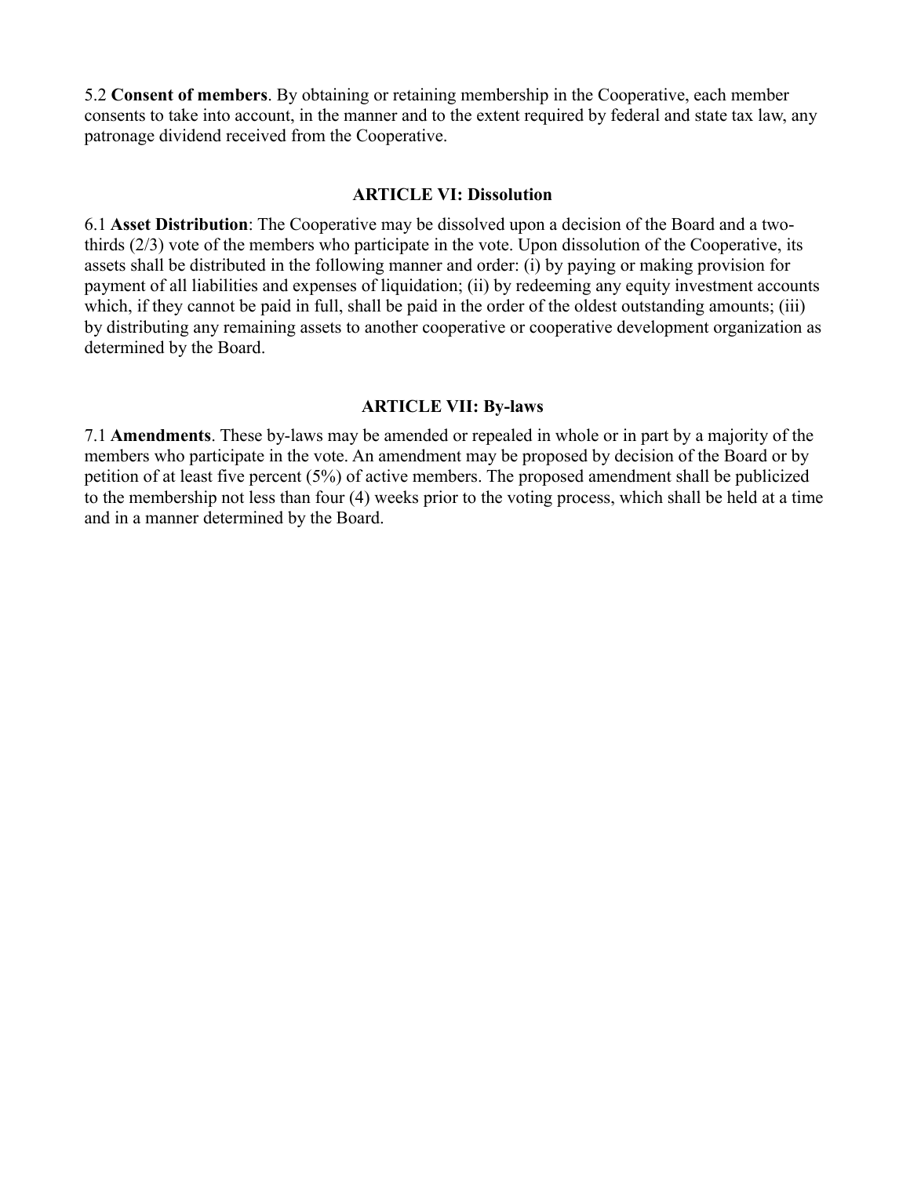5.2 **Consent of members**. By obtaining or retaining membership in the Cooperative, each member consents to take into account, in the manner and to the extent required by federal and state tax law, any patronage dividend received from the Cooperative.

## ARTICLE VI: Dissolution

6.1 **Asset Distribution**: The Cooperative may be dissolved upon a decision of the Board and a two-thirds (2/3) vote of the members who participate in the vote. Upon dissolution of the Cooperative, its assets shall be distributed in the following manner and order: (i) by paying or making provision for payment of all liabilities and expenses of liquidation; (ii) by redeeming any equity investment accounts which, if they cannot be paid in full, shall be paid in the order of the oldest outstanding amounts; (iii) by distributing any remaining assets to another cooperative or cooperative development organization as determined by the Board.

## ARTICLE VII: By-laws

7.1 **Amendments**. These by-laws may be amended or repealed in whole or in part by a majority of the members who participate in the vote. An amendment may be proposed by decision of the Board or by petition of at least five percent (5%) of active members. The proposed amendment shall be publicized to the membership not less than four (4) weeks prior to the voting process, which shall be held at a time and in a manner determined by the Board.